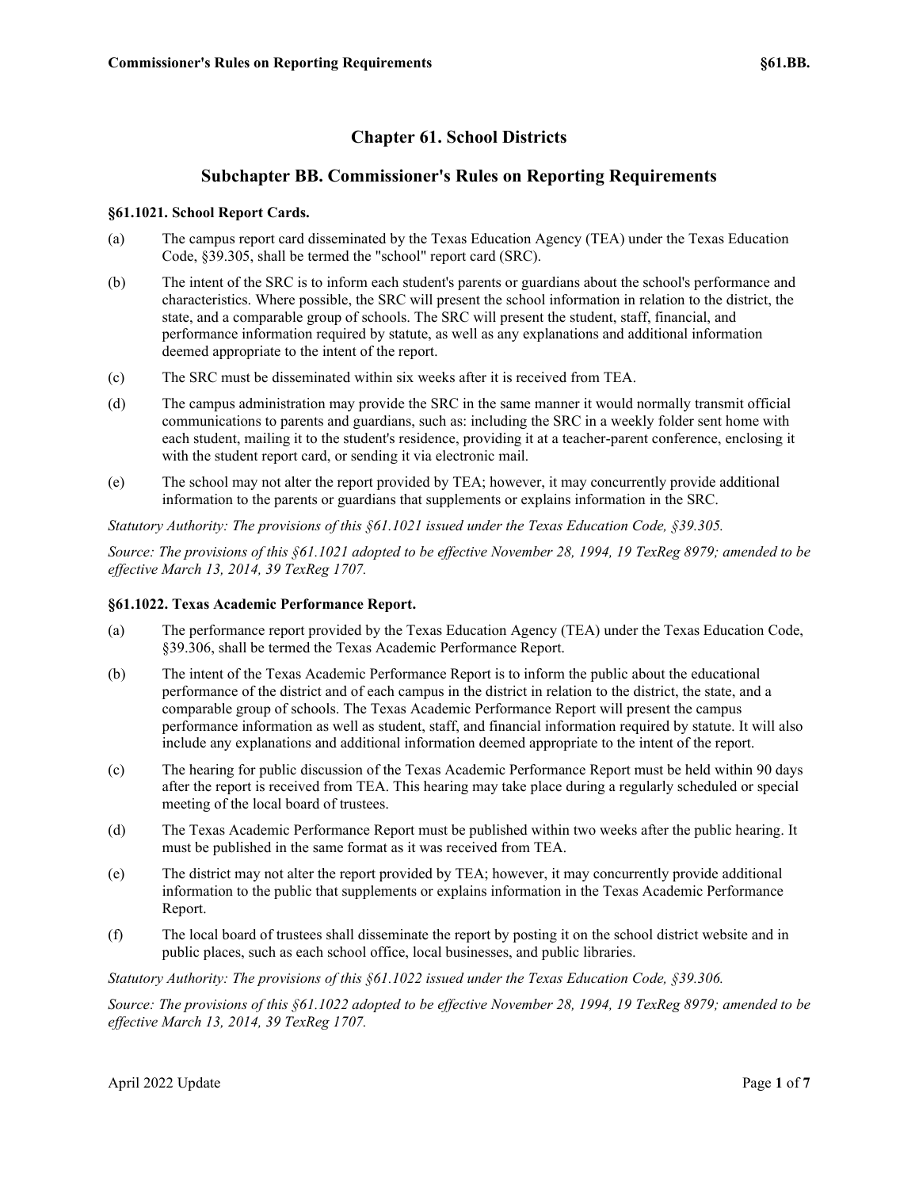# Chapter 61. School Districts

## Subchapter BB. Commissioner's Rules on Reporting Requirements

### §61.1021. School Report Cards.

(a) The campus report card disseminated by the Texas Education Agency (TEA) under the Texas Education Code, §39.305, shall be termed the "school" report card (SRC).

(b) The intent of the SRC is to inform each student's parents or guardians about the school's performance and characteristics. Where possible, the SRC will present the school information in relation to the district, the state, and a comparable group of schools. The SRC will present the student, staff, financial, and performance information required by statute, as well as any explanations and additional information deemed appropriate to the intent of the report.

(c) The SRC must be disseminated within six weeks after it is received from TEA.

(d) The campus administration may provide the SRC in the same manner it would normally transmit official communications to parents and guardians, such as: including the SRC in a weekly folder sent home with each student, mailing it to the student's residence, providing it at a teacher-parent conference, enclosing it with the student report card, or sending it via electronic mail.

(e) The school may not alter the report provided by TEA; however, it may concurrently provide additional information to the parents or guardians that supplements or explains information in the SRC.

*Statutory Authority: The provisions of this §61.1021 issued under the Texas Education Code, §39.305.*

*Source: The provisions of this §61.1021 adopted to be effective November 28, 1994, 19 TexReg 8979; amended to be effective March 13, 2014, 39 TexReg 1707.*

### §61.1022. Texas Academic Performance Report.

(a) The performance report provided by the Texas Education Agency (TEA) under the Texas Education Code, §39.306, shall be termed the Texas Academic Performance Report.

(b) The intent of the Texas Academic Performance Report is to inform the public about the educational performance of the district and of each campus in the district in relation to the district, the state, and a comparable group of schools. The Texas Academic Performance Report will present the campus performance information as well as student, staff, and financial information required by statute. It will also include any explanations and additional information deemed appropriate to the intent of the report.

(c) The hearing for public discussion of the Texas Academic Performance Report must be held within 90 days after the report is received from TEA. This hearing may take place during a regularly scheduled or special meeting of the local board of trustees.

(d) The Texas Academic Performance Report must be published within two weeks after the public hearing. It must be published in the same format as it was received from TEA.

(e) The district may not alter the report provided by TEA; however, it may concurrently provide additional information to the public that supplements or explains information in the Texas Academic Performance Report.

(f) The local board of trustees shall disseminate the report by posting it on the school district website and in public places, such as each school office, local businesses, and public libraries.

*Statutory Authority: The provisions of this §61.1022 issued under the Texas Education Code, §39.306.*

*Source: The provisions of this §61.1022 adopted to be effective November 28, 1994, 19 TexReg 8979; amended to be effective March 13, 2014, 39 TexReg 1707.*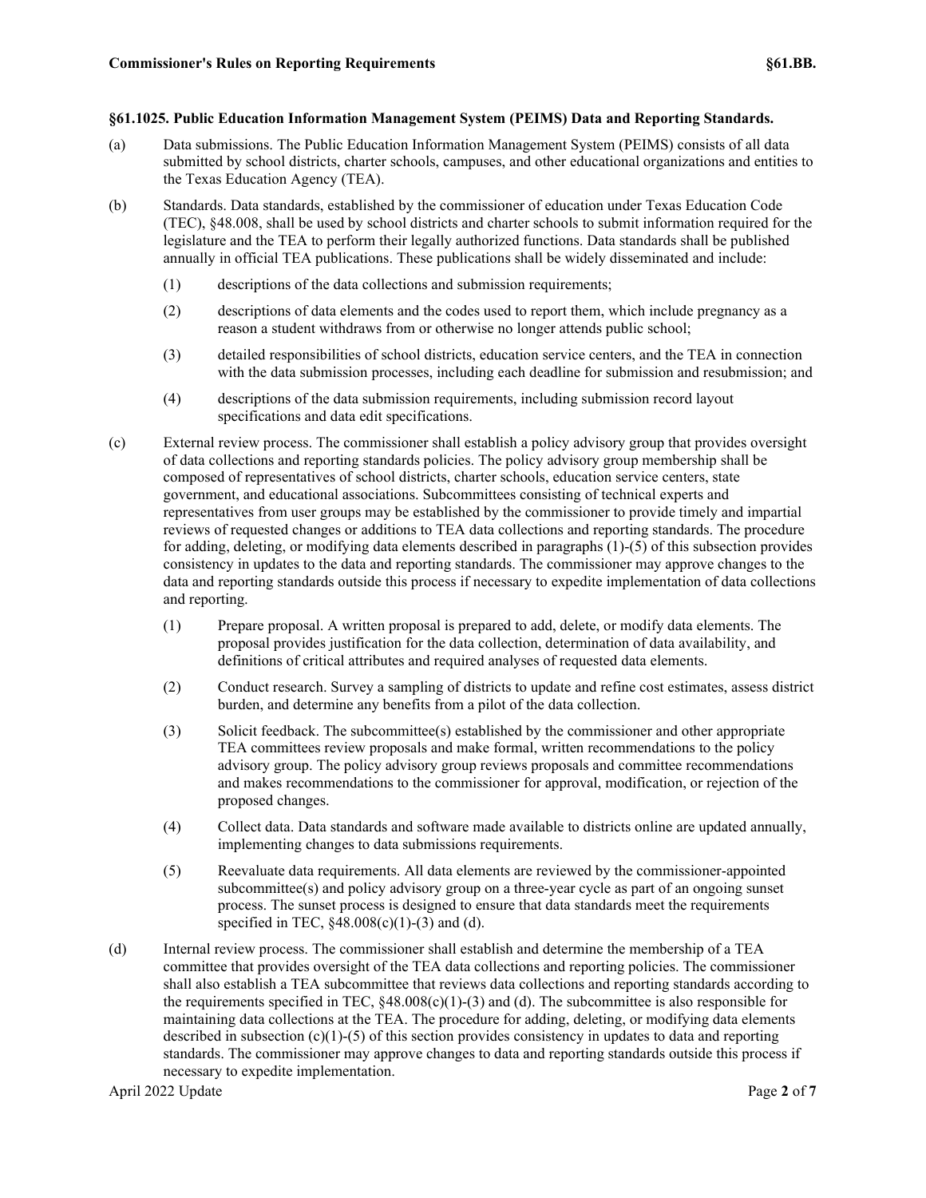### §61.1025. Public Education Information Management System (PEIMS) Data and Reporting Standards.

(a) Data submissions. The Public Education Information Management System (PEIMS) consists of all data submitted by school districts, charter schools, campuses, and other educational organizations and entities to the Texas Education Agency (TEA).

(b) Standards. Data standards, established by the commissioner of education under Texas Education Code (TEC), §48.008, shall be used by school districts and charter schools to submit information required for the legislature and the TEA to perform their legally authorized functions. Data standards shall be published annually in official TEA publications. These publications shall be widely disseminated and include:

(1) descriptions of the data collections and submission requirements;

(2) descriptions of data elements and the codes used to report them, which include pregnancy as a reason a student withdraws from or otherwise no longer attends public school;

(3) detailed responsibilities of school districts, education service centers, and the TEA in connection with the data submission processes, including each deadline for submission and resubmission; and

(4) descriptions of the data submission requirements, including submission record layout specifications and data edit specifications.

(c) External review process. The commissioner shall establish a policy advisory group that provides oversight of data collections and reporting standards policies. The policy advisory group membership shall be composed of representatives of school districts, charter schools, education service centers, state government, and educational associations. Subcommittees consisting of technical experts and representatives from user groups may be established by the commissioner to provide timely and impartial reviews of requested changes or additions to TEA data collections and reporting standards. The procedure for adding, deleting, or modifying data elements described in paragraphs (1)-(5) of this subsection provides consistency in updates to the data and reporting standards. The commissioner may approve changes to the data and reporting standards outside this process if necessary to expedite implementation of data collections and reporting.

(1) Prepare proposal. A written proposal is prepared to add, delete, or modify data elements. The proposal provides justification for the data collection, determination of data availability, and definitions of critical attributes and required analyses of requested data elements.

(2) Conduct research. Survey a sampling of districts to update and refine cost estimates, assess district burden, and determine any benefits from a pilot of the data collection.

(3) Solicit feedback. The subcommittee(s) established by the commissioner and other appropriate TEA committees review proposals and make formal, written recommendations to the policy advisory group. The policy advisory group reviews proposals and committee recommendations and makes recommendations to the commissioner for approval, modification, or rejection of the proposed changes.

(4) Collect data. Data standards and software made available to districts online are updated annually, implementing changes to data submissions requirements.

(5) Reevaluate data requirements. All data elements are reviewed by the commissioner-appointed subcommittee(s) and policy advisory group on a three-year cycle as part of an ongoing sunset process. The sunset process is designed to ensure that data standards meet the requirements specified in TEC, §48.008(c)(1)-(3) and (d).

(d) Internal review process. The commissioner shall establish and determine the membership of a TEA committee that provides oversight of the TEA data collections and reporting policies. The commissioner shall also establish a TEA subcommittee that reviews data collections and reporting standards according to the requirements specified in TEC, §48.008(c)(1)-(3) and (d). The subcommittee is also responsible for maintaining data collections at the TEA. The procedure for adding, deleting, or modifying data elements described in subsection (c)(1)-(5) of this section provides consistency in updates to data and reporting standards. The commissioner may approve changes to data and reporting standards outside this process if necessary to expedite implementation.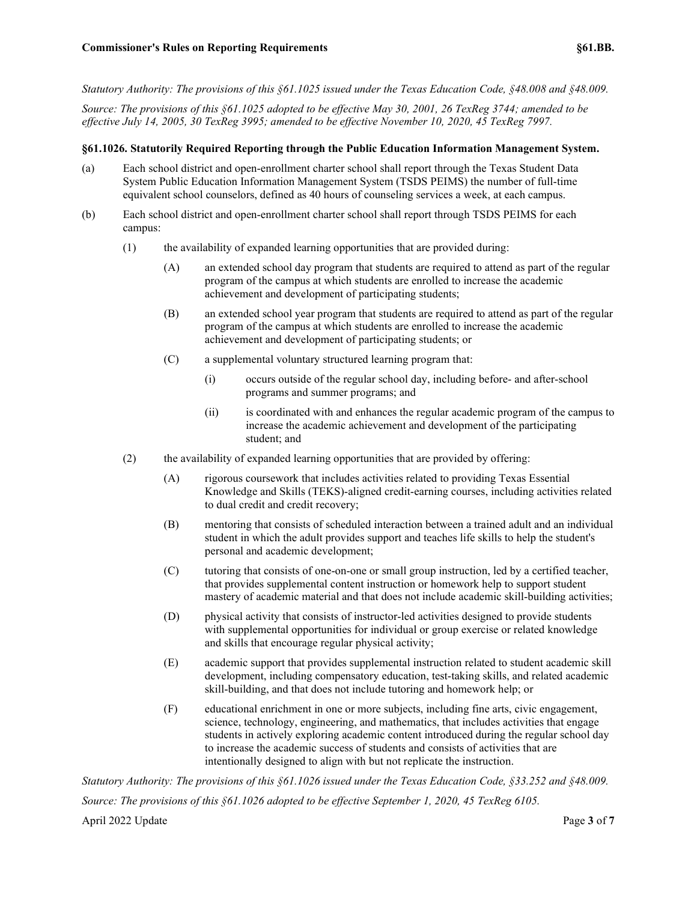*Statutory Authority: The provisions of this §61.1025 issued under the Texas Education Code, §48.008 and §48.009.*

*Source: The provisions of this §61.1025 adopted to be effective May 30, 2001, 26 TexReg 3744; amended to be effective July 14, 2005, 30 TexReg 3995; amended to be effective November 10, 2020, 45 TexReg 7997.*

**§61.1026. Statutorily Required Reporting through the Public Education Information Management System.**

(a) Each school district and open-enrollment charter school shall report through the Texas Student Data System Public Education Information Management System (TSDS PEIMS) the number of full-time equivalent school counselors, defined as 40 hours of counseling services a week, at each campus.

(b) Each school district and open-enrollment charter school shall report through TSDS PEIMS for each campus:

- (1) the availability of expanded learning opportunities that are provided during:
  - (A) an extended school day program that students are required to attend as part of the regular program of the campus at which students are enrolled to increase the academic achievement and development of participating students;
  - (B) an extended school year program that students are required to attend as part of the regular program of the campus at which students are enrolled to increase the academic achievement and development of participating students; or
  - (C) a supplemental voluntary structured learning program that:
    - (i) occurs outside of the regular school day, including before- and after-school programs and summer programs; and
    - (ii) is coordinated with and enhances the regular academic program of the campus to increase the academic achievement and development of the participating student; and
- (2) the availability of expanded learning opportunities that are provided by offering:
  - (A) rigorous coursework that includes activities related to providing Texas Essential Knowledge and Skills (TEKS)-aligned credit-earning courses, including activities related to dual credit and credit recovery;
  - (B) mentoring that consists of scheduled interaction between a trained adult and an individual student in which the adult provides support and teaches life skills to help the student's personal and academic development;
  - (C) tutoring that consists of one-on-one or small group instruction, led by a certified teacher, that provides supplemental content instruction or homework help to support student mastery of academic material and that does not include academic skill-building activities;
  - (D) physical activity that consists of instructor-led activities designed to provide students with supplemental opportunities for individual or group exercise or related knowledge and skills that encourage regular physical activity;
  - (E) academic support that provides supplemental instruction related to student academic skill development, including compensatory education, test-taking skills, and related academic skill-building, and that does not include tutoring and homework help; or
  - (F) educational enrichment in one or more subjects, including fine arts, civic engagement, science, technology, engineering, and mathematics, that includes activities that engage students in actively exploring academic content introduced during the regular school day to increase the academic success of students and consists of activities that are intentionally designed to align with but not replicate the instruction.

*Statutory Authority: The provisions of this §61.1026 issued under the Texas Education Code, §33.252 and §48.009.*

*Source: The provisions of this §61.1026 adopted to be effective September 1, 2020, 45 TexReg 6105.*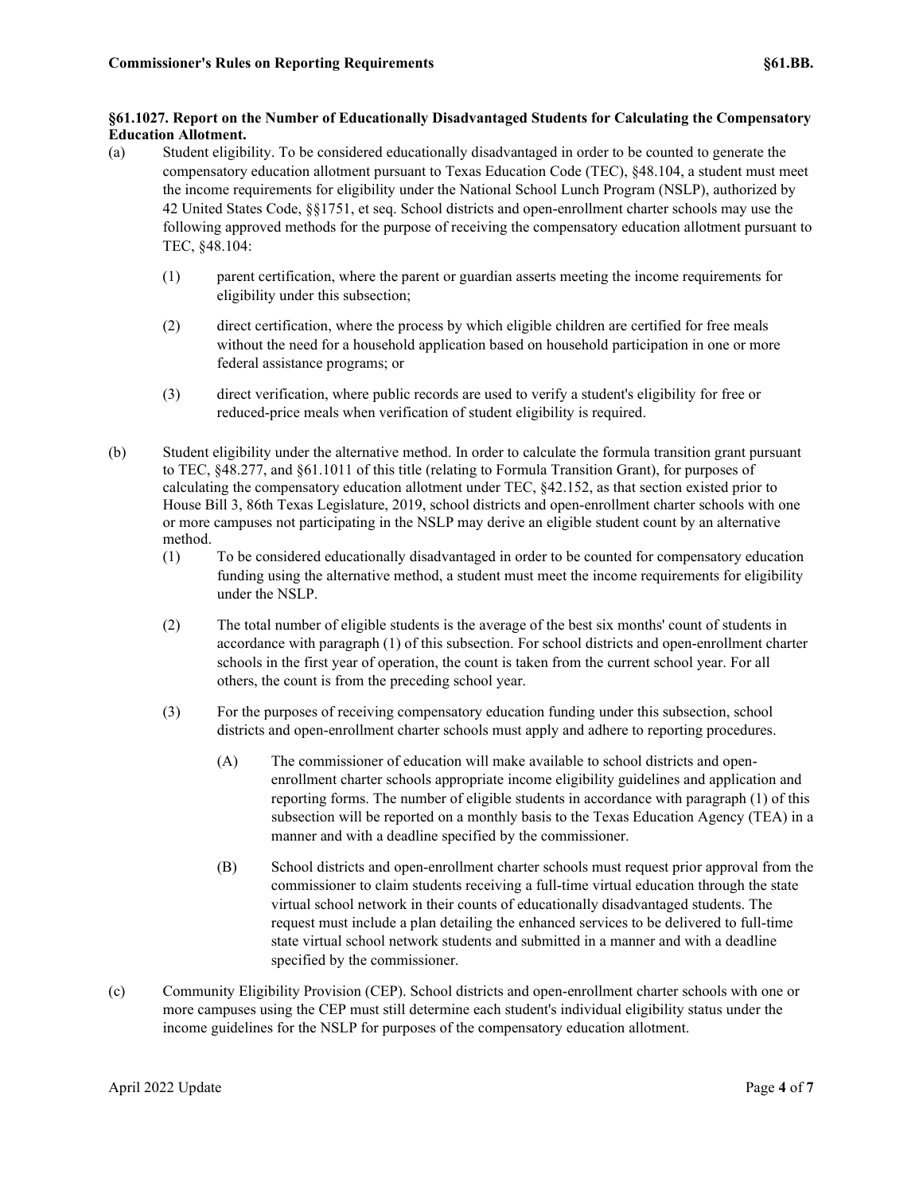**§61.1027. Report on the Number of Educationally Disadvantaged Students for Calculating the Compensatory Education Allotment.**

(a) Student eligibility. To be considered educationally disadvantaged in order to be counted to generate the compensatory education allotment pursuant to Texas Education Code (TEC), §48.104, a student must meet the income requirements for eligibility under the National School Lunch Program (NSLP), authorized by 42 United States Code, §§1751, et seq. School districts and open-enrollment charter schools may use the following approved methods for the purpose of receiving the compensatory education allotment pursuant to TEC, §48.104:

  (1) parent certification, where the parent or guardian asserts meeting the income requirements for eligibility under this subsection;

  (2) direct certification, where the process by which eligible children are certified for free meals without the need for a household application based on household participation in one or more federal assistance programs; or

  (3) direct verification, where public records are used to verify a student's eligibility for free or reduced-price meals when verification of student eligibility is required.

(b) Student eligibility under the alternative method. In order to calculate the formula transition grant pursuant to TEC, §48.277, and §61.1011 of this title (relating to Formula Transition Grant), for purposes of calculating the compensatory education allotment under TEC, §42.152, as that section existed prior to House Bill 3, 86th Texas Legislature, 2019, school districts and open-enrollment charter schools with one or more campuses not participating in the NSLP may derive an eligible student count by an alternative method.

  (1) To be considered educationally disadvantaged in order to be counted for compensatory education funding using the alternative method, a student must meet the income requirements for eligibility under the NSLP.

  (2) The total number of eligible students is the average of the best six months' count of students in accordance with paragraph (1) of this subsection. For school districts and open-enrollment charter schools in the first year of operation, the count is taken from the current school year. For all others, the count is from the preceding school year.

  (3) For the purposes of receiving compensatory education funding under this subsection, school districts and open-enrollment charter schools must apply and adhere to reporting procedures.

    (A) The commissioner of education will make available to school districts and open-enrollment charter schools appropriate income eligibility guidelines and application and reporting forms. The number of eligible students in accordance with paragraph (1) of this subsection will be reported on a monthly basis to the Texas Education Agency (TEA) in a manner and with a deadline specified by the commissioner.

    (B) School districts and open-enrollment charter schools must request prior approval from the commissioner to claim students receiving a full-time virtual education through the state virtual school network in their counts of educationally disadvantaged students. The request must include a plan detailing the enhanced services to be delivered to full-time state virtual school network students and submitted in a manner and with a deadline specified by the commissioner.

(c) Community Eligibility Provision (CEP). School districts and open-enrollment charter schools with one or more campuses using the CEP must still determine each student's individual eligibility status under the income guidelines for the NSLP for purposes of the compensatory education allotment.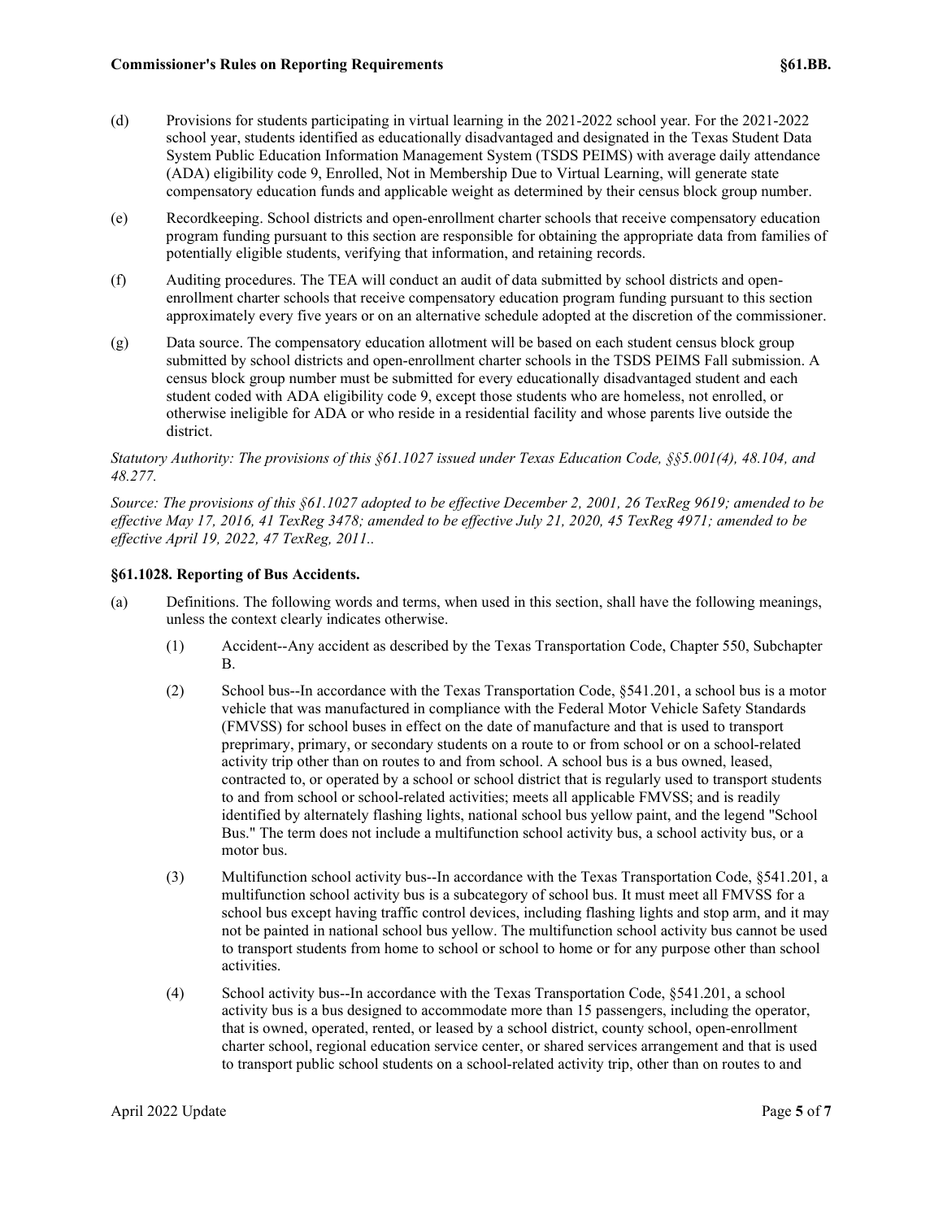(d) Provisions for students participating in virtual learning in the 2021-2022 school year. For the 2021-2022 school year, students identified as educationally disadvantaged and designated in the Texas Student Data System Public Education Information Management System (TSDS PEIMS) with average daily attendance (ADA) eligibility code 9, Enrolled, Not in Membership Due to Virtual Learning, will generate state compensatory education funds and applicable weight as determined by their census block group number.

(e) Recordkeeping. School districts and open-enrollment charter schools that receive compensatory education program funding pursuant to this section are responsible for obtaining the appropriate data from families of potentially eligible students, verifying that information, and retaining records.

(f) Auditing procedures. The TEA will conduct an audit of data submitted by school districts and open-enrollment charter schools that receive compensatory education program funding pursuant to this section approximately every five years or on an alternative schedule adopted at the discretion of the commissioner.

(g) Data source. The compensatory education allotment will be based on each student census block group submitted by school districts and open-enrollment charter schools in the TSDS PEIMS Fall submission. A census block group number must be submitted for every educationally disadvantaged student and each student coded with ADA eligibility code 9, except those students who are homeless, not enrolled, or otherwise ineligible for ADA or who reside in a residential facility and whose parents live outside the district.

*Statutory Authority: The provisions of this §61.1027 issued under Texas Education Code, §§5.001(4), 48.104, and 48.277.*

*Source: The provisions of this §61.1027 adopted to be effective December 2, 2001, 26 TexReg 9619; amended to be effective May 17, 2016, 41 TexReg 3478; amended to be effective July 21, 2020, 45 TexReg 4971; amended to be effective April 19, 2022, 47 TexReg, 2011..*

**§61.1028. Reporting of Bus Accidents.**

(a) Definitions. The following words and terms, when used in this section, shall have the following meanings, unless the context clearly indicates otherwise.

(1) Accident--Any accident as described by the Texas Transportation Code, Chapter 550, Subchapter B.

(2) School bus--In accordance with the Texas Transportation Code, §541.201, a school bus is a motor vehicle that was manufactured in compliance with the Federal Motor Vehicle Safety Standards (FMVSS) for school buses in effect on the date of manufacture and that is used to transport preprimary, primary, or secondary students on a route to or from school or on a school-related activity trip other than on routes to and from school. A school bus is a bus owned, leased, contracted to, or operated by a school or school district that is regularly used to transport students to and from school or school-related activities; meets all applicable FMVSS; and is readily identified by alternately flashing lights, national school bus yellow paint, and the legend "School Bus." The term does not include a multifunction school activity bus, a school activity bus, or a motor bus.

(3) Multifunction school activity bus--In accordance with the Texas Transportation Code, §541.201, a multifunction school activity bus is a subcategory of school bus. It must meet all FMVSS for a school bus except having traffic control devices, including flashing lights and stop arm, and it may not be painted in national school bus yellow. The multifunction school activity bus cannot be used to transport students from home to school or school to home or for any purpose other than school activities.

(4) School activity bus--In accordance with the Texas Transportation Code, §541.201, a school activity bus is a bus designed to accommodate more than 15 passengers, including the operator, that is owned, operated, rented, or leased by a school district, county school, open-enrollment charter school, regional education service center, or shared services arrangement and that is used to transport public school students on a school-related activity trip, other than on routes to and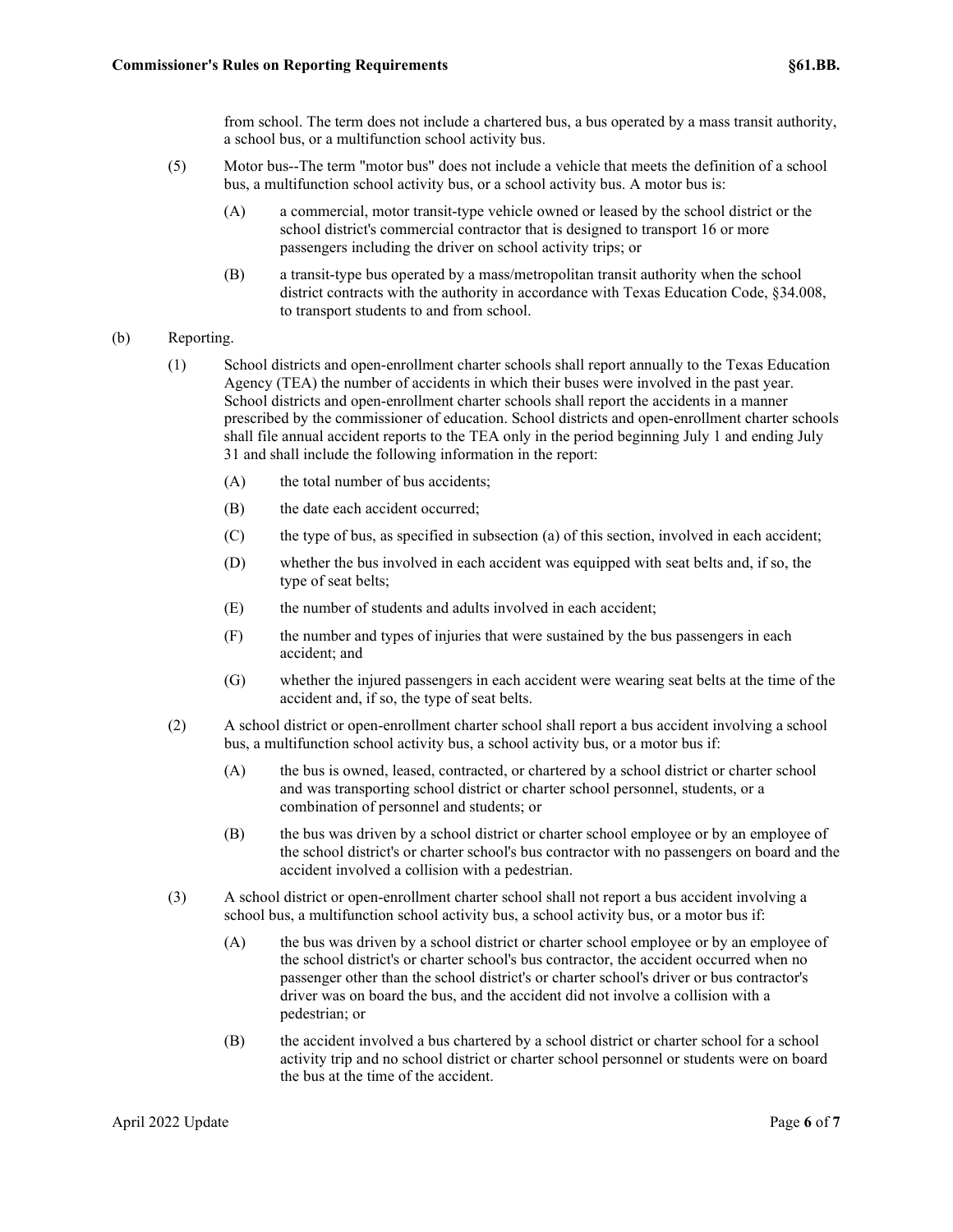from school. The term does not include a chartered bus, a bus operated by a mass transit authority, a school bus, or a multifunction school activity bus.

(5) Motor bus--The term "motor bus" does not include a vehicle that meets the definition of a school bus, a multifunction school activity bus, or a school activity bus. A motor bus is:

(A) a commercial, motor transit-type vehicle owned or leased by the school district or the school district's commercial contractor that is designed to transport 16 or more passengers including the driver on school activity trips; or

(B) a transit-type bus operated by a mass/metropolitan transit authority when the school district contracts with the authority in accordance with Texas Education Code, §34.008, to transport students to and from school.

(b) Reporting.

(1) School districts and open-enrollment charter schools shall report annually to the Texas Education Agency (TEA) the number of accidents in which their buses were involved in the past year. School districts and open-enrollment charter schools shall report the accidents in a manner prescribed by the commissioner of education. School districts and open-enrollment charter schools shall file annual accident reports to the TEA only in the period beginning July 1 and ending July 31 and shall include the following information in the report:

(A) the total number of bus accidents;

(B) the date each accident occurred;

(C) the type of bus, as specified in subsection (a) of this section, involved in each accident;

(D) whether the bus involved in each accident was equipped with seat belts and, if so, the type of seat belts;

(E) the number of students and adults involved in each accident;

(F) the number and types of injuries that were sustained by the bus passengers in each accident; and

(G) whether the injured passengers in each accident were wearing seat belts at the time of the accident and, if so, the type of seat belts.

(2) A school district or open-enrollment charter school shall report a bus accident involving a school bus, a multifunction school activity bus, a school activity bus, or a motor bus if:

(A) the bus is owned, leased, contracted, or chartered by a school district or charter school and was transporting school district or charter school personnel, students, or a combination of personnel and students; or

(B) the bus was driven by a school district or charter school employee or by an employee of the school district's or charter school's bus contractor with no passengers on board and the accident involved a collision with a pedestrian.

(3) A school district or open-enrollment charter school shall not report a bus accident involving a school bus, a multifunction school activity bus, a school activity bus, or a motor bus if:

(A) the bus was driven by a school district or charter school employee or by an employee of the school district's or charter school's bus contractor, the accident occurred when no passenger other than the school district's or charter school's driver or bus contractor's driver was on board the bus, and the accident did not involve a collision with a pedestrian; or

(B) the accident involved a bus chartered by a school district or charter school for a school activity trip and no school district or charter school personnel or students were on board the bus at the time of the accident.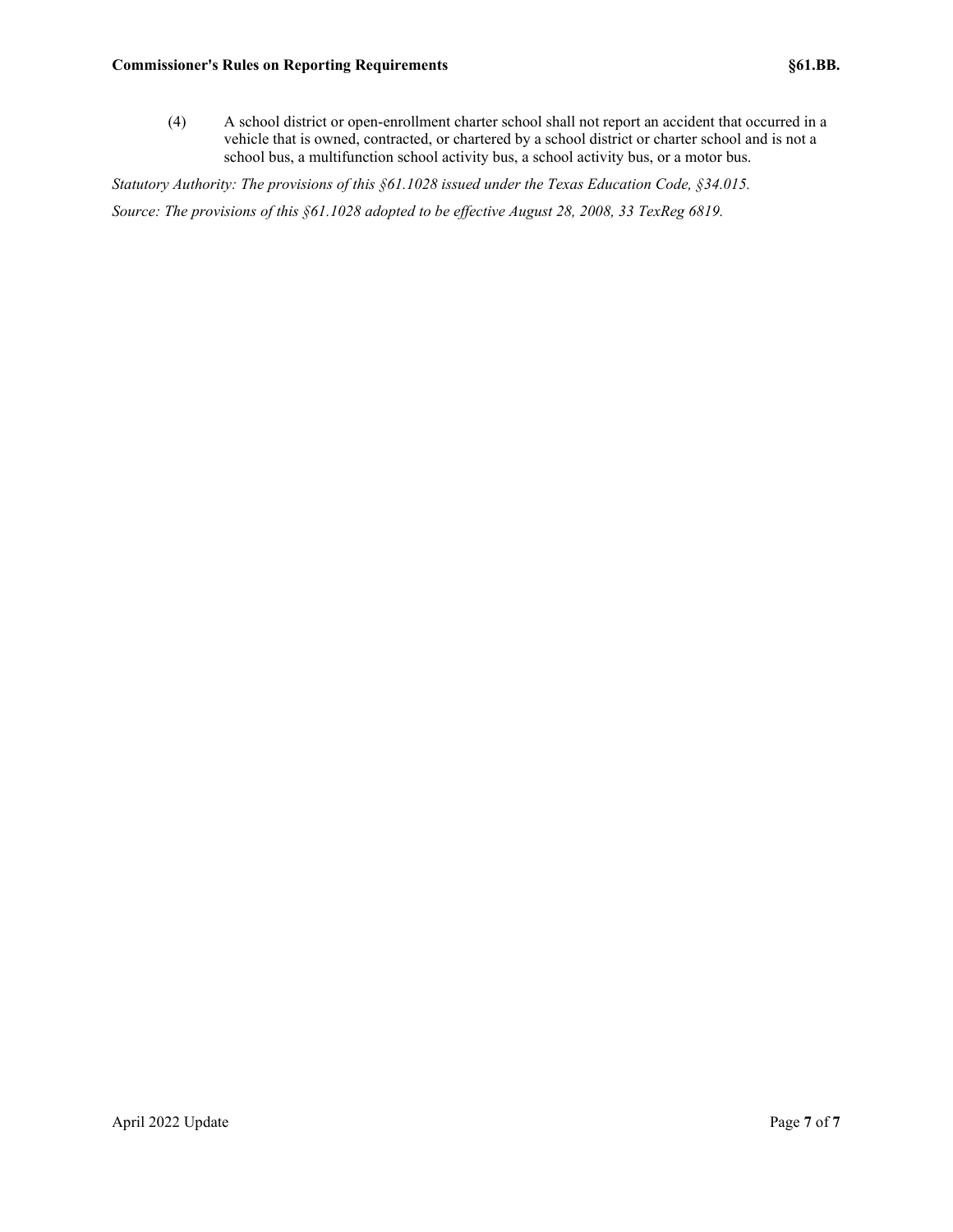(4) A school district or open-enrollment charter school shall not report an accident that occurred in a vehicle that is owned, contracted, or chartered by a school district or charter school and is not a school bus, a multifunction school activity bus, a school activity bus, or a motor bus.

*Statutory Authority: The provisions of this §61.1028 issued under the Texas Education Code, §34.015.*

*Source: The provisions of this §61.1028 adopted to be effective August 28, 2008, 33 TexReg 6819.*